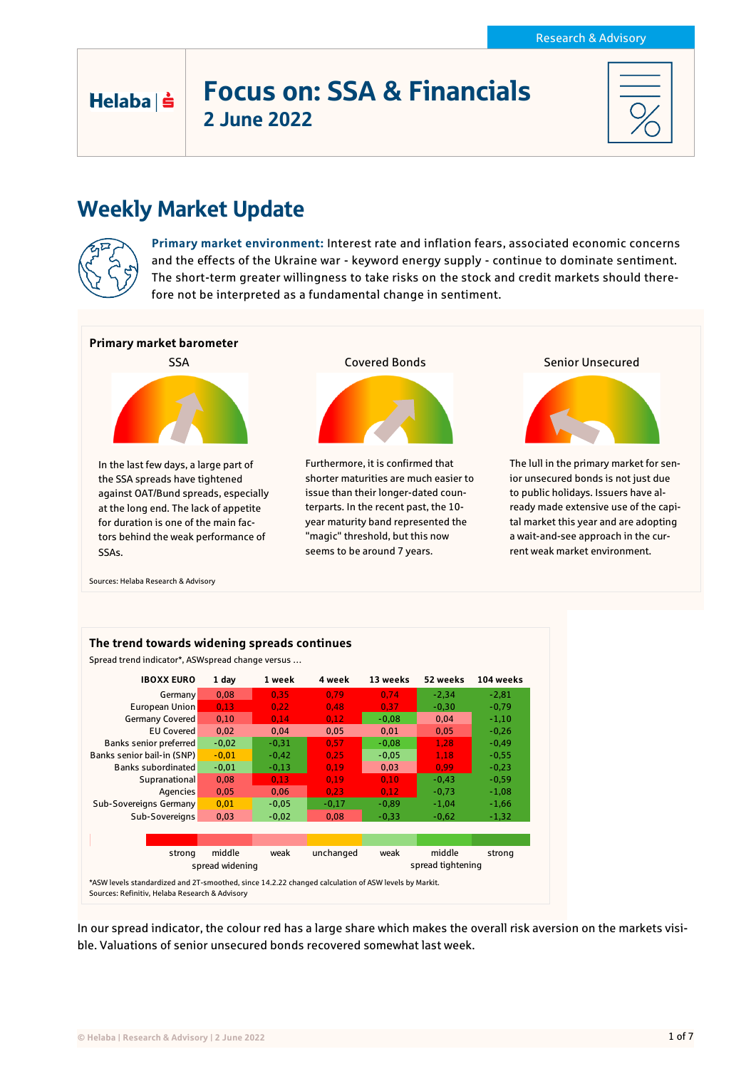Research & Advisory

# Focus on: SSA & Financials
## 2 June 2022

## Weekly Market Update

**Primary market environment:** Interest rate and inflation fears, associated economic concerns and the effects of the Ukraine war - keyword energy supply - continue to dominate sentiment. The short-term greater willingness to take risks on the stock and credit markets should therefore not be interpreted as a fundamental change in sentiment.

### Primary market barometer

**SSA**

In the last few days, a large part of the SSA spreads have tightened against OAT/Bund spreads, especially at the long end. The lack of appetite for duration is one of the main factors behind the weak performance of SSAs.

**Covered Bonds**

Furthermore, it is confirmed that shorter maturities are much easier to issue than their longer-dated counterparts. In the recent past, the 10-year maturity band represented the "magic" threshold, but this now seems to be around 7 years.

**Senior Unsecured**

The lull in the primary market for senior unsecured bonds is not just due to public holidays. Issuers have already made extensive use of the capital market this year and are adopting a wait-and-see approach in the current weak market environment.

Sources: Helaba Research & Advisory

### The trend towards widening spreads continues

Spread trend indicator*, ASWspread change versus …

| IBOXX EURO | 1 day | 1 week | 4 week | 13 weeks | 52 weeks | 104 weeks |
|---|---|---|---|---|---|---|
| Germany | 0,08 | 0,35 | 0,79 | 0,74 | -2,34 | -2,81 |
| European Union | 0,13 | 0,22 | 0,48 | 0,37 | -0,30 | -0,79 |
| Germany Covered | 0,10 | 0,14 | 0,12 | -0,08 | 0,04 | -1,10 |
| EU Covered | 0,02 | 0,04 | 0,05 | 0,01 | 0,05 | -0,26 |
| Banks senior preferred | -0,02 | -0,31 | 0,57 | -0,08 | 1,28 | -0,49 |
| Banks senior bail-in (SNP) | -0,01 | -0,42 | 0,25 | -0,05 | 1,18 | -0,55 |
| Banks subordinated | -0,01 | -0,13 | 0,19 | 0,03 | 0,99 | -0,23 |
| Supranational | 0,08 | 0,13 | 0,19 | 0,10 | -0,43 | -0,59 |
| Agencies | 0,05 | 0,06 | 0,23 | 0,12 | -0,73 | -1,08 |
| Sub-Sovereigns Germany | 0,01 | -0,05 | -0,17 | -0,89 | -1,04 | -1,66 |
| Sub-Sovereigns | 0,03 | -0,02 | 0,08 | -0,33 | -0,62 | -1,32 |

Legend: strong / middle / weak (spread widening) – unchanged – weak / middle / strong (spread tightening)

*ASW levels standardized and 2T-smoothed, since 14.2.22 changed calculation of ASW levels by Markit.
Sources: Refinitiv, Helaba Research & Advisory

In our spread indicator, the colour red has a large share which makes the overall risk aversion on the markets visible. Valuations of senior unsecured bonds recovered somewhat last week.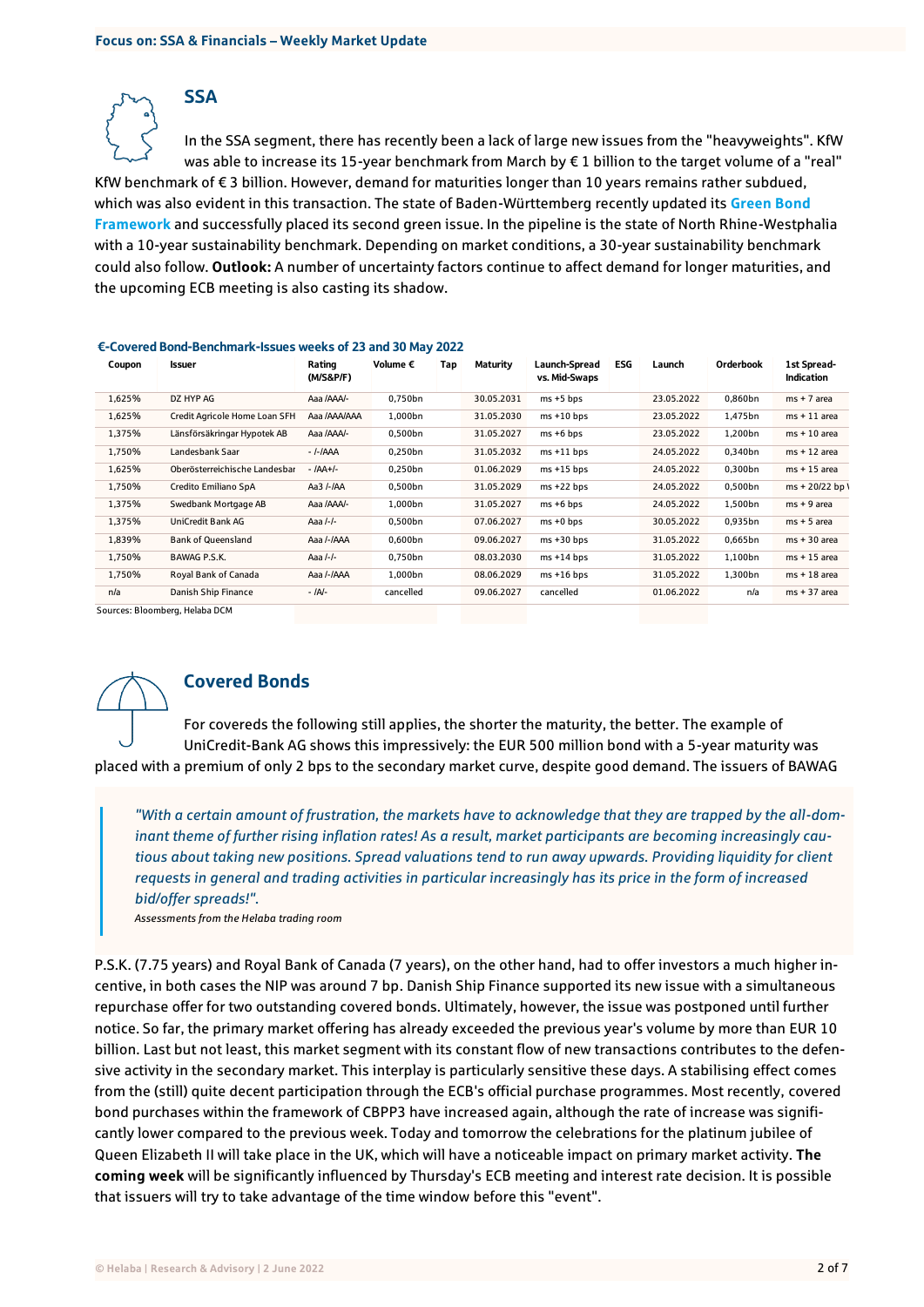## SSA

In the SSA segment, there has recently been a lack of large new issues from the "heavyweights". KfW was able to increase its 15-year benchmark from March by € 1 billion to the target volume of a "real" KfW benchmark of € 3 billion. However, demand for maturities longer than 10 years remains rather subdued, which was also evident in this transaction. The state of Baden-Württemberg recently updated its **Green Bond Framework** and successfully placed its second green issue. In the pipeline is the state of North Rhine-Westphalia with a 10-year sustainability benchmark. Depending on market conditions, a 30-year sustainability benchmark could also follow. **Outlook:** A number of uncertainty factors continue to affect demand for longer maturities, and the upcoming ECB meeting is also casting its shadow.

**€-Covered Bond-Benchmark-Issues weeks of 23 and 30 May 2022**

| Coupon | Issuer | Rating (M/S&P/F) | Volume € | Tap | Maturity | Launch-Spread vs. Mid-Swaps | ESG | Launch | Orderbook | 1st Spread-Indication |
|---|---|---|---|---|---|---|---|---|---|---|
| 1,625% | DZ HYP AG | Aaa /AAA/- | 0,750bn | | 30.05.2031 | ms +5 bps | | 23.05.2022 | 0,860bn | ms + 7 area |
| 1,625% | Credit Agricole Home Loan SFH | Aaa /AAA/AAA | 1,000bn | | 31.05.2030 | ms +10 bps | | 23.05.2022 | 1,475bn | ms + 11 area |
| 1,375% | Länsförsäkringar Hypotek AB | Aaa /AAA/- | 0,500bn | | 31.05.2027 | ms +6 bps | | 23.05.2022 | 1,200bn | ms + 10 area |
| 1,750% | Landesbank Saar | - /-/AAA | 0,250bn | | 31.05.2032 | ms +11 bps | | 24.05.2022 | 0,340bn | ms + 12 area |
| 1,625% | Oberösterreichische Landesbar | - /AA+/- | 0,250bn | | 01.06.2029 | ms +15 bps | | 24.05.2022 | 0,300bn | ms + 15 area |
| 1,750% | Credito Emiliano SpA | Aa3 /-/AA | 0,500bn | | 31.05.2029 | ms +22 bps | | 24.05.2022 | 0,500bn | ms + 20/22 bp |
| 1,375% | Swedbank Mortgage AB | Aaa /AAA/- | 1,000bn | | 31.05.2027 | ms +6 bps | | 24.05.2022 | 1,500bn | ms + 9 area |
| 1,375% | UniCredit Bank AG | Aaa /-/- | 0,500bn | | 07.06.2027 | ms +0 bps | | 30.05.2022 | 0,935bn | ms + 5 area |
| 1,839% | Bank of Queensland | Aaa /-/AAA | 0,600bn | | 09.06.2027 | ms +30 bps | | 31.05.2022 | 0,665bn | ms + 30 area |
| 1,750% | BAWAG P.S.K. | Aaa /-/- | 0,750bn | | 08.03.2030 | ms +14 bps | | 31.05.2022 | 1,100bn | ms + 15 area |
| 1,750% | Royal Bank of Canada | Aaa /-/AAA | 1,000bn | | 08.06.2029 | ms +16 bps | | 31.05.2022 | 1,300bn | ms + 18 area |
| n/a | Danish Ship Finance | - /A/- | cancelled | | 09.06.2027 | cancelled | | 01.06.2022 | n/a | ms + 37 area |

Sources: Bloomberg, Helaba DCM

## Covered Bonds

For covereds the following still applies, the shorter the maturity, the better. The example of UniCredit-Bank AG shows this impressively: the EUR 500 million bond with a 5-year maturity was placed with a premium of only 2 bps to the secondary market curve, despite good demand. The issuers of BAWAG P.S.K. (7.75 years) and Royal Bank of Canada (7 years), on the other hand, had to offer investors a much higher incentive, in both cases the NIP was around 7 bp. Danish Ship Finance supported its new issue with a simultaneous repurchase offer for two outstanding covered bonds. Ultimately, however, the issue was postponed until further notice. So far, the primary market offering has already exceeded the previous year's volume by more than EUR 10 billion. Last but not least, this market segment with its constant flow of new transactions contributes to the defensive activity in the secondary market. This interplay is particularly sensitive these days. A stabilising effect comes from the (still) quite decent participation through the ECB's official purchase programmes. Most recently, covered bond purchases within the framework of CBPP3 have increased again, although the rate of increase was significantly lower compared to the previous week. Today and tomorrow the celebrations for the platinum jubilee of Queen Elizabeth II will take place in the UK, which will have a noticeable impact on primary market activity. **The coming week** will be significantly influenced by Thursday's ECB meeting and interest rate decision. It is possible that issuers will try to take advantage of the time window before this "event".

> *"With a certain amount of frustration, the markets have to acknowledge that they are trapped by the all-dominant theme of further rising inflation rates! As a result, market participants are becoming increasingly cautious about taking new positions. Spread valuations tend to run away upwards. Providing liquidity for client requests in general and trading activities in particular increasingly has its price in the form of increased bid/offer spreads!".*
>
> *Assessments from the Helaba trading room*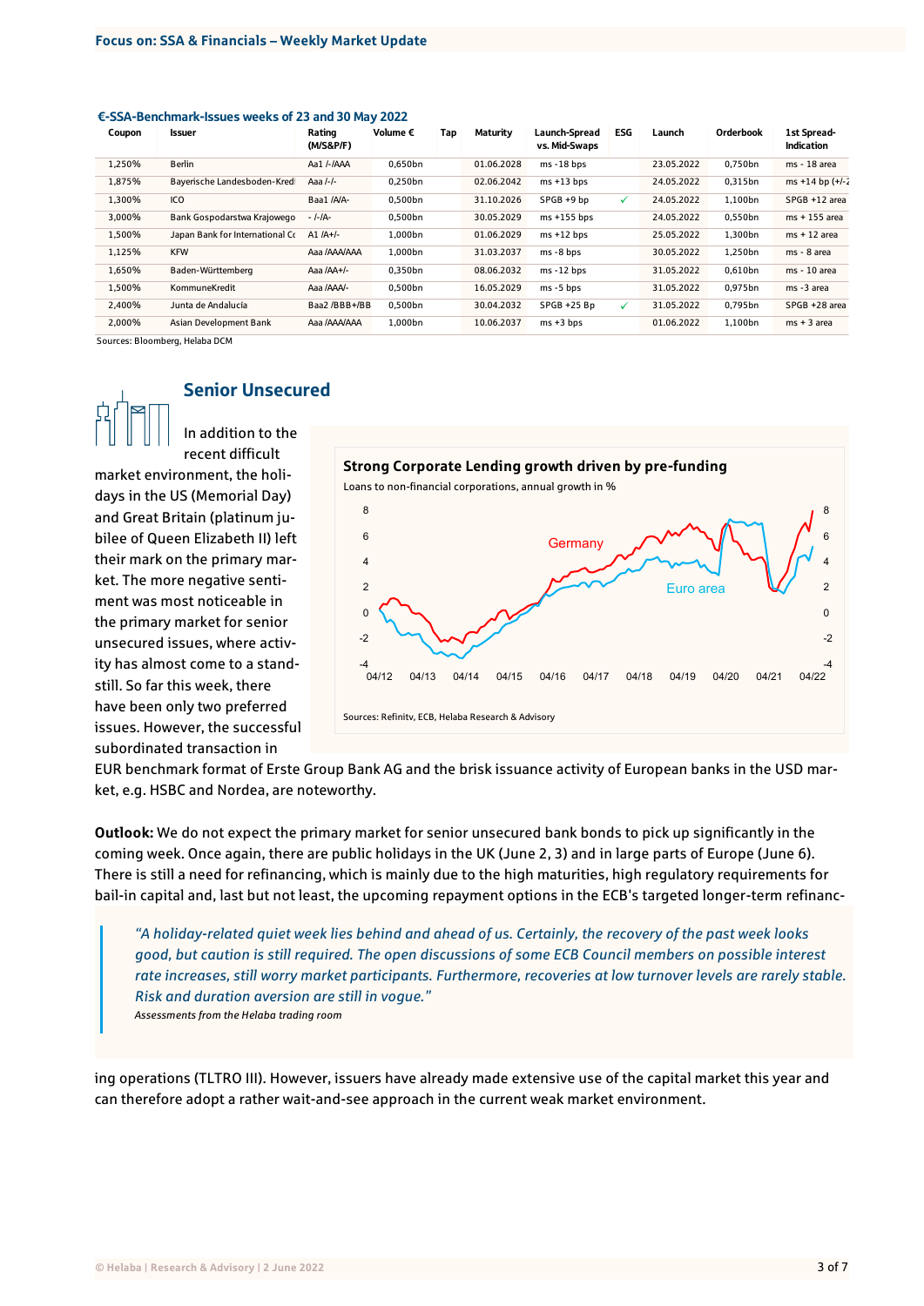**€-SSA-Benchmark-Issues weeks of 23 and 30 May 2022**

| Coupon | Issuer | Rating (M/S&P/F) | Volume € | Tap | Maturity | Launch-Spread vs. Mid-Swaps | ESG | Launch | Orderbook | 1st Spread-Indication |
|---|---|---|---|---|---|---|---|---|---|---|
| 1,250% | Berlin | Aa1 /-/AAA | 0,650bn | | 01.06.2028 | ms -18 bps | | 23.05.2022 | 0,750bn | ms - 18 area |
| 1,875% | Bayerische Landesboden-Kredi | Aaa /-/- | 0,250bn | | 02.06.2042 | ms +13 bps | | 24.05.2022 | 0,315bn | ms +14 bp (+/-2 |
| 1,300% | ICO | Baa1 /A/A- | 0,500bn | | 31.10.2026 | SPGB +9 bp | ✓ | 24.05.2022 | 1,100bn | SPGB +12 area |
| 3,000% | Bank Gospodarstwa Krajowego | - /-/A- | 0,500bn | | 30.05.2029 | ms +155 bps | | 24.05.2022 | 0,550bn | ms + 155 area |
| 1,500% | Japan Bank for International Co | A1 /A+/- | 1,000bn | | 01.06.2029 | ms +12 bps | | 25.05.2022 | 1,300bn | ms + 12 area |
| 1,125% | KFW | Aaa /AAA/AAA | 1,000bn | | 31.03.2037 | ms -8 bps | | 30.05.2022 | 1,250bn | ms - 8 area |
| 1,650% | Baden-Württemberg | Aaa /AA+/- | 0,350bn | | 08.06.2032 | ms -12 bps | | 31.05.2022 | 0,610bn | ms - 10 area |
| 1,500% | KommuneKredit | Aaa /AAA/- | 0,500bn | | 16.05.2029 | ms -5 bps | | 31.05.2022 | 0,975bn | ms -3 area |
| 2,400% | Junta de Andalucía | Baa2 /BBB+/BB | 0,500bn | | 30.04.2032 | SPGB +25 Bp | ✓ | 31.05.2022 | 0,795bn | SPGB +28 area |
| 2,000% | Asian Development Bank | Aaa /AAA/AAA | 1,000bn | | 10.06.2037 | ms +3 bps | | 01.06.2022 | 1,100bn | ms + 3 area |

Sources: Bloomberg, Helaba DCM

## Senior Unsecured

In addition to the recent difficult market environment, the holidays in the US (Memorial Day) and Great Britain (platinum jubilee of Queen Elizabeth II) left their mark on the primary market. The more negative sentiment was most noticeable in the primary market for senior unsecured issues, where activity has almost come to a standstill. So far this week, there have been only two preferred issues. However, the successful subordinated transaction in EUR benchmark format of Erste Group Bank AG and the brisk issuance activity of European banks in the USD market, e.g. HSBC and Nordea, are noteworthy.

**Strong Corporate Lending growth driven by pre-funding**

Loans to non-financial corporations, annual growth in %

Sources: Refinitv, ECB, Helaba Research & Advisory

**Outlook:** We do not expect the primary market for senior unsecured bank bonds to pick up significantly in the coming week. Once again, there are public holidays in the UK (June 2, 3) and in large parts of Europe (June 6). There is still a need for refinancing, which is mainly due to the high maturities, high regulatory requirements for bail-in capital and, last but not least, the upcoming repayment options in the ECB's targeted longer-term refinancing operations (TLTRO III). However, issuers have already made extensive use of the capital market this year and can therefore adopt a rather wait-and-see approach in the current weak market environment.

> *"A holiday-related quiet week lies behind and ahead of us. Certainly, the recovery of the past week looks good, but caution is still required. The open discussions of some ECB Council members on possible interest rate increases, still worry market participants. Furthermore, recoveries at low turnover levels are rarely stable. Risk and duration aversion are still in vogue."*
>
> *Assessments from the Helaba trading room*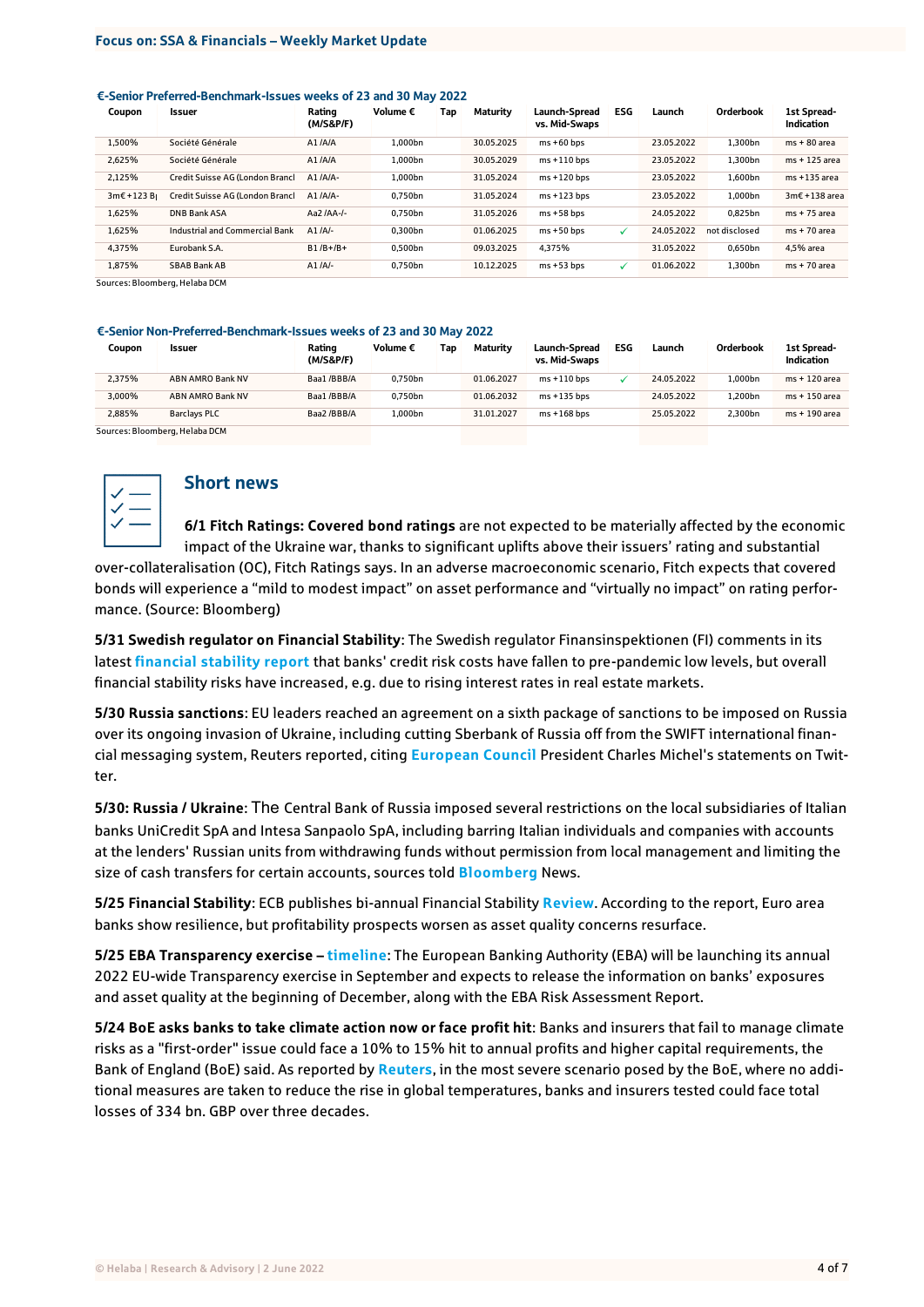#### €-Senior Preferred-Benchmark-Issues weeks of 23 and 30 May 2022

| Coupon | Issuer | Rating (M/S&P/F) | Volume € | Tap | Maturity | Launch-Spread vs. Mid-Swaps | ESG | Launch | Orderbook | 1st Spread-Indication |
|---|---|---|---|---|---|---|---|---|---|---|
| 1,500% | Société Générale | A1 /A/A | 1,000bn | | 30.05.2025 | ms +60 bps | | 23.05.2022 | 1,300bn | ms + 80 area |
| 2,625% | Société Générale | A1 /A/A | 1,000bn | | 30.05.2029 | ms +110 bps | | 23.05.2022 | 1,300bn | ms + 125 area |
| 2,125% | Credit Suisse AG (London Brancl | A1 /A/A- | 1,000bn | | 31.05.2024 | ms +120 bps | | 23.05.2022 | 1,600bn | ms +135 area |
| 3m€ +123 B | Credit Suisse AG (London Brancl | A1 /A/A- | 0,750bn | | 31.05.2024 | ms +123 bps | | 23.05.2022 | 1,000bn | 3m€ +138 area |
| 1,625% | DNB Bank ASA | Aa2 /AA-/- | 0,750bn | | 31.05.2026 | ms +58 bps | | 24.05.2022 | 0,825bn | ms + 75 area |
| 1,625% | Industrial and Commercial Bank | A1 /A/- | 0,300bn | | 01.06.2025 | ms +50 bps | ✓ | 24.05.2022 | not disclosed | ms + 70 area |
| 4,375% | Eurobank S.A. | B1 /B+/B+ | 0,500bn | | 09.03.2025 | 4,375% | | 31.05.2022 | 0,650bn | 4,5% area |
| 1,875% | SBAB Bank AB | A1 /A/- | 0,750bn | | 10.12.2025 | ms +53 bps | ✓ | 01.06.2022 | 1,300bn | ms + 70 area |

Sources: Bloomberg, Helaba DCM

#### €-Senior Non-Preferred-Benchmark-Issues weeks of 23 and 30 May 2022

| Coupon | Issuer | Rating (M/S&P/F) | Volume € | Tap | Maturity | Launch-Spread vs. Mid-Swaps | ESG | Launch | Orderbook | 1st Spread-Indication |
|---|---|---|---|---|---|---|---|---|---|---|
| 2,375% | ABN AMRO Bank NV | Baa1 /BBB/A | 0,750bn | | 01.06.2027 | ms +110 bps | ✓ | 24.05.2022 | 1,000bn | ms + 120 area |
| 3,000% | ABN AMRO Bank NV | Baa1 /BBB/A | 0,750bn | | 01.06.2032 | ms +135 bps | | 24.05.2022 | 1,200bn | ms + 150 area |
| 2,885% | Barclays PLC | Baa2 /BBB/A | 1,000bn | | 31.01.2027 | ms +168 bps | | 25.05.2022 | 2,300bn | ms + 190 area |

Sources: Bloomberg, Helaba DCM

## Short news

**6/1 Fitch Ratings: Covered bond ratings** are not expected to be materially affected by the economic impact of the Ukraine war, thanks to significant uplifts above their issuers' rating and substantial over-collateralisation (OC), Fitch Ratings says. In an adverse macroeconomic scenario, Fitch expects that covered bonds will experience a "mild to modest impact" on asset performance and "virtually no impact" on rating performance. (Source: Bloomberg)

**5/31 Swedish regulator on Financial Stability**: The Swedish regulator Finansinspektionen (FI) comments in its latest **financial stability report** that banks' credit risk costs have fallen to pre-pandemic low levels, but overall financial stability risks have increased, e.g. due to rising interest rates in real estate markets.

**5/30 Russia sanctions**: EU leaders reached an agreement on a sixth package of sanctions to be imposed on Russia over its ongoing invasion of Ukraine, including cutting Sberbank of Russia off from the SWIFT international financial messaging system, Reuters reported, citing **European Council** President Charles Michel's statements on Twitter.

**5/30: Russia / Ukraine**: The Central Bank of Russia imposed several restrictions on the local subsidiaries of Italian banks UniCredit SpA and Intesa Sanpaolo SpA, including barring Italian individuals and companies with accounts at the lenders' Russian units from withdrawing funds without permission from local management and limiting the size of cash transfers for certain accounts, sources told **Bloomberg** News.

**5/25 Financial Stability**: ECB publishes bi-annual Financial Stability **Review**. According to the report, Euro area banks show resilience, but profitability prospects worsen as asset quality concerns resurface.

**5/25 EBA Transparency exercise – timeline**: The European Banking Authority (EBA) will be launching its annual 2022 EU-wide Transparency exercise in September and expects to release the information on banks' exposures and asset quality at the beginning of December, along with the EBA Risk Assessment Report.

**5/24 BoE asks banks to take climate action now or face profit hit**: Banks and insurers that fail to manage climate risks as a "first-order" issue could face a 10% to 15% hit to annual profits and higher capital requirements, the Bank of England (BoE) said. As reported by **Reuters**, in the most severe scenario posed by the BoE, where no additional measures are taken to reduce the rise in global temperatures, banks and insurers tested could face total losses of 334 bn. GBP over three decades.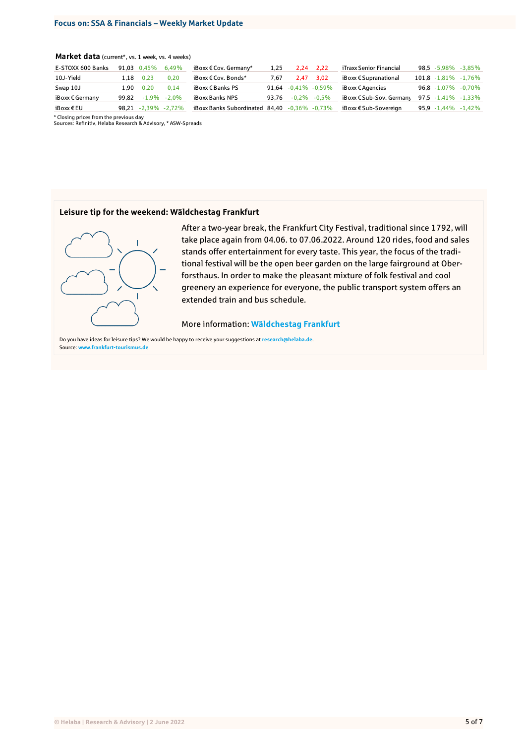**Market data** (current*, vs. 1 week, vs. 4 weeks)

| | | | | | | | | | | | |
|---|---|---|---|---|---|---|---|---|---|---|---|
| E-STOXX 600 Banks | 91,03 | 0,45% | 6,49% | iBoxx € Cov. Germany* | 1,25 | 2,24 | 2,22 | iTraxx Senior Financial | 98,5 | -5,98% | -3,85% |
| 10J-Yield | 1,18 | 0,23 | 0,20 | iBoxx € Cov. Bonds* | 7,67 | 2,47 | 3,02 | iBoxx € Supranational | 101,8 | -1,81% | -1,76% |
| Swap 10J | 1,90 | 0,20 | 0,14 | iBoxx € Banks PS | 91,64 | -0,41% | -0,59% | iBoxx € Agencies | 96,8 | -1,07% | -0,70% |
| iBoxx € Germany | 99,82 | -1,9% | -2,0% | iBoxx Banks NPS | 93,76 | -0,2% | -0,5% | iBoxx € Sub-Sov. Germany | 97,5 | -1,41% | -1,33% |
| iBoxx € EU | 98,21 | -2,39% | -2,72% | iBoxx Banks Subordinated | 84,40 | -0,36% | -0,73% | iBoxx € Sub-Sovereign | 95,9 | -1,44% | -1,42% |

* Closing prices from the previous day
Sources: Refinitiv, Helaba Research & Advisory, * ASW-Spreads

### Leisure tip for the weekend: Wäldchestag Frankfurt

After a two-year break, the Frankfurt City Festival, traditional since 1792, will take place again from 04.06. to 07.06.2022. Around 120 rides, food and sales stands offer entertainment for every taste. This year, the focus of the traditional festival will be the open beer garden on the large fairground at Oberforsthaus. In order to make the pleasant mixture of folk festival and cool greenery an experience for everyone, the public transport system offers an extended train and bus schedule.

More information: **Wäldchestag Frankfurt**

Do you have ideas for leisure tips? We would be happy to receive your suggestions at **research@helaba.de**.
Source: **www.frankfurt-tourismus.de**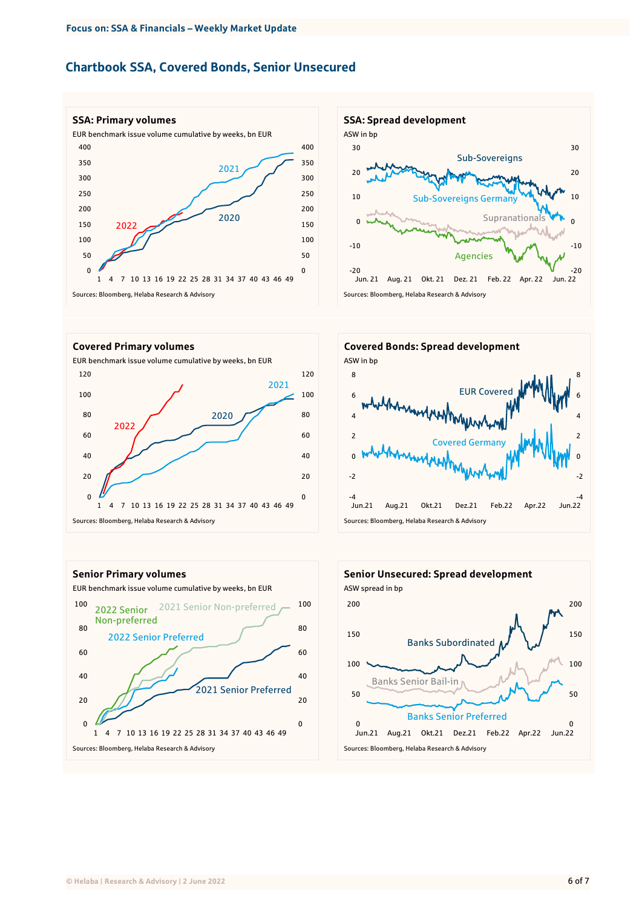## Chartbook SSA, Covered Bonds, Senior Unsecured

### SSA: Primary volumes

EUR benchmark issue volume cumulative by weeks, bn EUR

Sources: Bloomberg, Helaba Research & Advisory

### SSA: Spread development

ASW in bp

Sources: Bloomberg, Helaba Research & Advisory

### Covered Primary volumes

EUR benchmark issue volume cumulative by weeks, bn EUR

Sources: Bloomberg, Helaba Research & Advisory

### Covered Bonds: Spread development

ASW in bp

Sources: Bloomberg, Helaba Research & Advisory

### Senior Primary volumes

EUR benchmark issue volume cumulative by weeks, bn EUR

Sources: Bloomberg, Helaba Research & Advisory

### Senior Unsecured: Spread development

ASW spread in bp

Sources: Bloomberg, Helaba Research & Advisory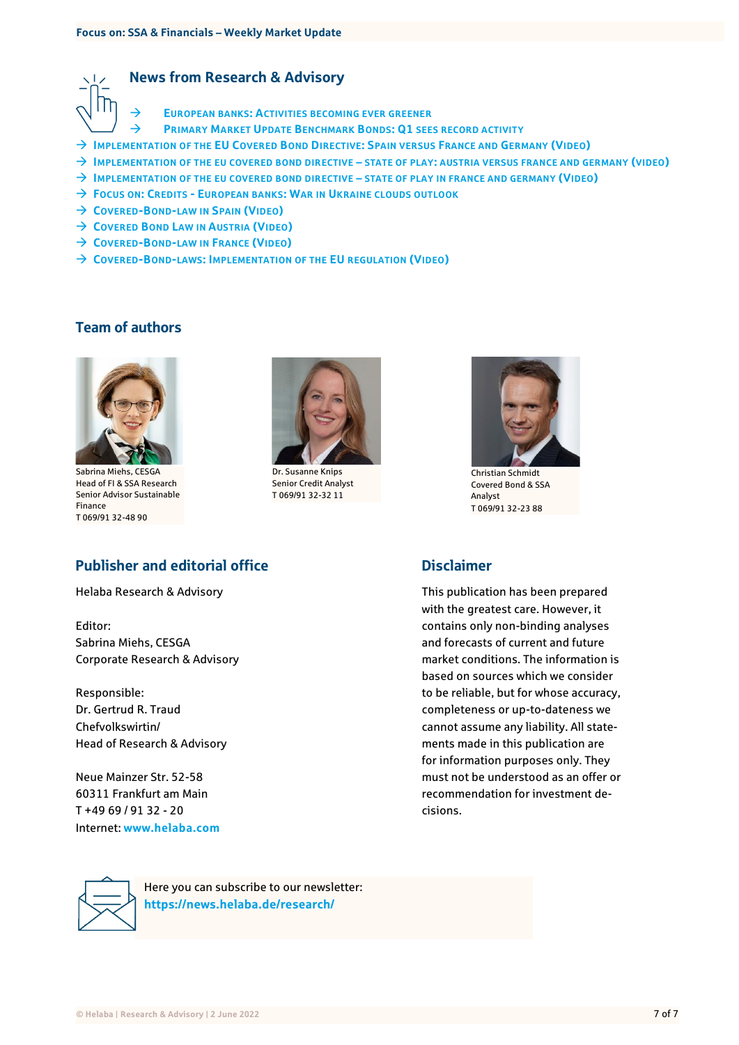## News from Research & Advisory

- → European Banks: Activities becoming ever greener
- → Primary Market Update Benchmark Bonds: Q1 sees record activity
- → Implementation of the EU Covered Bond Directive: Spain versus France and Germany (Video)
- → Implementation of the EU covered bond directive – state of play: Austria versus France and Germany (video)
- → Implementation of the EU covered bond directive – state of play in France and Germany (Video)
- → Focus on: Credits - European Banks: War in Ukraine clouds outlook
- → Covered-Bond-law in Spain (Video)
- → Covered Bond Law in Austria (Video)
- → Covered-Bond-law in France (Video)
- → Covered-Bond-laws: Implementation of the EU regulation (Video)

## Team of authors

Sabrina Miehs, CESGA
Head of FI & SSA Research
Senior Advisor Sustainable Finance
T 069/91 32-48 90

Dr. Susanne Knips
Senior Credit Analyst
T 069/91 32-32 11

Christian Schmidt
Covered Bond & SSA Analyst
T 069/91 32-23 88

## Publisher and editorial office

Helaba Research & Advisory

Editor:
Sabrina Miehs, CESGA
Corporate Research & Advisory

Responsible:
Dr. Gertrud R. Traud
Chefvolkswirtin/
Head of Research & Advisory

Neue Mainzer Str. 52-58
60311 Frankfurt am Main
T +49 69 / 91 32 - 20
Internet: www.helaba.com

## Disclaimer

This publication has been prepared with the greatest care. However, it contains only non-binding analyses and forecasts of current and future market conditions. The information is based on sources which we consider to be reliable, but for whose accuracy, completeness or up-to-dateness we cannot assume any liability. All statements made in this publication are for information purposes only. They must not be understood as an offer or recommendation for investment decisions.

Here you can subscribe to our newsletter:
**https://news.helaba.de/research/**